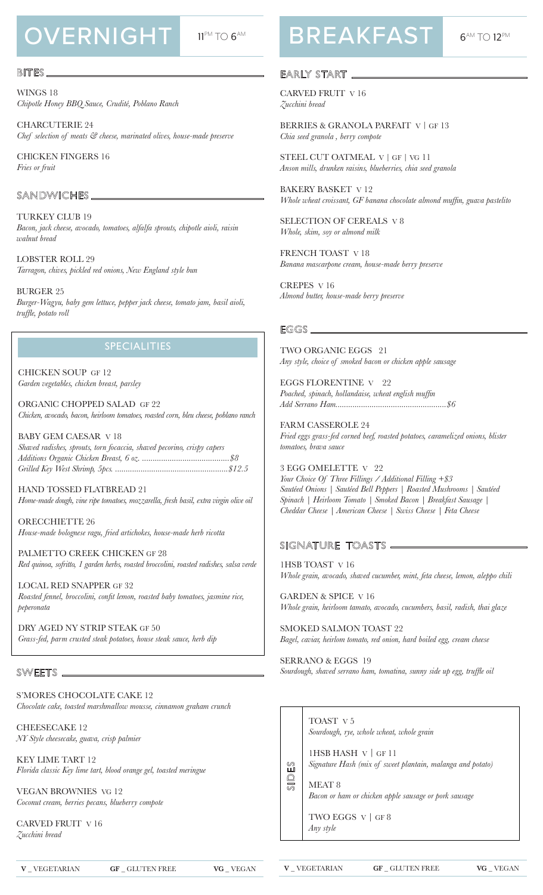# OVERNIGHT

11PM TO 6AM

## BITES

WINGS 18
*Chipotle Honey BBQ Sauce, Crudité, Poblano Ranch*

CHARCUTERIE 24
*Chef selection of meats & cheese, marinated olives, house-made preserve*

CHICKEN FINGERS 16
*Fries or fruit*

## SANDWICHES

TURKEY CLUB 19
*Bacon, jack cheese, avocado, tomatoes, alfalfa sprouts, chipotle aioli, raisin walnut bread*

LOBSTER ROLL 29
*Tarragon, chives, pickled red onions, New England style bun*

BURGER 25
*Burger-Wagyu, baby gem lettuce, pepper jack cheese, tomato jam, basil aioli, truffle, potato roll*

## SPECIALITIES

CHICKEN SOUP GF 12
*Garden vegetables, chicken breast, parsley*

ORGANIC CHOPPED SALAD GF 22
*Chicken, avocado, bacon, heirloom tomatoes, roasted corn, bleu cheese, poblano ranch*

BABY GEM CAESAR V 18
*Shaved radishes, sprouts, torn focaccia, shaved pecorino, crispy capers*
*Additions Organic Chicken Breast, 6 oz. ..........................................$8*
*Grilled Key West Shrimp, 5pcs. ......................................................$12.5*

HAND TOSSED FLATBREAD 21
*Home-made dough, vine ripe tomatoes, mozzarella, fresh basil, extra virgin olive oil*

ORECCHIETTE 26
*House-made bolognese ragu, fried artichokes, house-made herb ricotta*

PALMETTO CREEK CHICKEN GF 28
*Red quinoa, sofritto, 1 garden herbs, roasted broccolini, roasted radishes, salsa verde*

LOCAL RED SNAPPER GF 32
*Roasted fennel, broccolini, confit lemon, roasted baby tomatoes, jasmine rice, peperonata*

DRY AGED NY STRIP STEAK GF 50
*Grass-fed, parm crusted steak potatoes, house steak sauce, herb dip*

## SWEETS

S'MORES CHOCOLATE CAKE 12
*Chocolate cake, toasted marshmallow mousse, cinnamon graham crunch*

CHEESECAKE 12
*NY Style cheesecake, guava, crisp palmier*

KEY LIME TART 12
*Florida classic Key lime tart, blood orange gel, toasted meringue*

VEGAN BROWNIES VG 12
*Coconut cream, berries pecans, blueberry compote*

CARVED FRUIT V 16
*Zucchini bread*

**V** _ VEGETARIAN **GF** _ GLUTEN FREE **VG** _ VEGAN

# BREAKFAST

6AM TO 12PM

## EARLY START

CARVED FRUIT V 16
*Zucchini bread*

BERRIES & GRANOLA PARFAIT V | GF 13
*Chia seed granola , berry compote*

STEEL CUT OATMEAL V | GF | VG 11
*Anson mills, drunken raisins, blueberries, chia seed granola*

BAKERY BASKET V 12
*Whole wheat croissant, GF banana chocolate almond muffin, guava pastelito*

SELECTION OF CEREALS V 8
*Whole, skim, soy or almond milk*

FRENCH TOAST V 18
*Banana mascarpone cream, house-made berry preserve*

CREPES V 16
*Almond butter, house-made berry preserve*

## EGGS

TWO ORGANIC EGGS 21
*Any style, choice of smoked bacon or chicken apple sausage*

EGGS FLORENTINE V 22
*Poached, spinach, hollandaise, wheat english muffin*
*Add Serrano Ham....................................................$6*

FARM CASSEROLE 24
*Fried eggs grass-fed corned beef, roasted potatoes, caramelized onions, blister tomatoes, brava sauce*

3 EGG OMELETTE V 22
*Your Choice Of Three Fillings / Additional Filling +$3*
*Sautéed Onions | Sautéed Bell Peppers | Roasted Mushrooms | Sautéed Spinach | Heirloom Tomato | Smoked Bacon | Breakfast Sausage | Cheddar Cheese | American Cheese | Swiss Cheese | Feta Cheese*

## SIGNATURE TOASTS

1HSB TOAST V 16
*Whole grain, avocado, shaved cucumber, mint, feta cheese, lemon, aleppo chili*

GARDEN & SPICE V 16
*Whole grain, heirloom tamato, avocado, cucumbers, basil, radish, thai glaze*

SMOKED SALMON TOAST 22
*Bagel, caviar, heirloom tomato, red onion, hard boiled egg, cream cheese*

SERRANO & EGGS 19
*Sourdough, shaved serrano ham, tomatina, sunny side up egg, truffle oil*

## SIDES

TOAST V 5
*Sourdough, rye, whole wheat, whole grain*

1HSB HASH V | GF 11
*Signature Hash (mix of sweet plantain, malanga and potato)*

MEAT 8
*Bacon or ham or chicken apple sausage or pork sausage*

TWO EGGS V | GF 8
*Any style*

**V** _ VEGETARIAN **GF** _ GLUTEN FREE **VG** _ VEGAN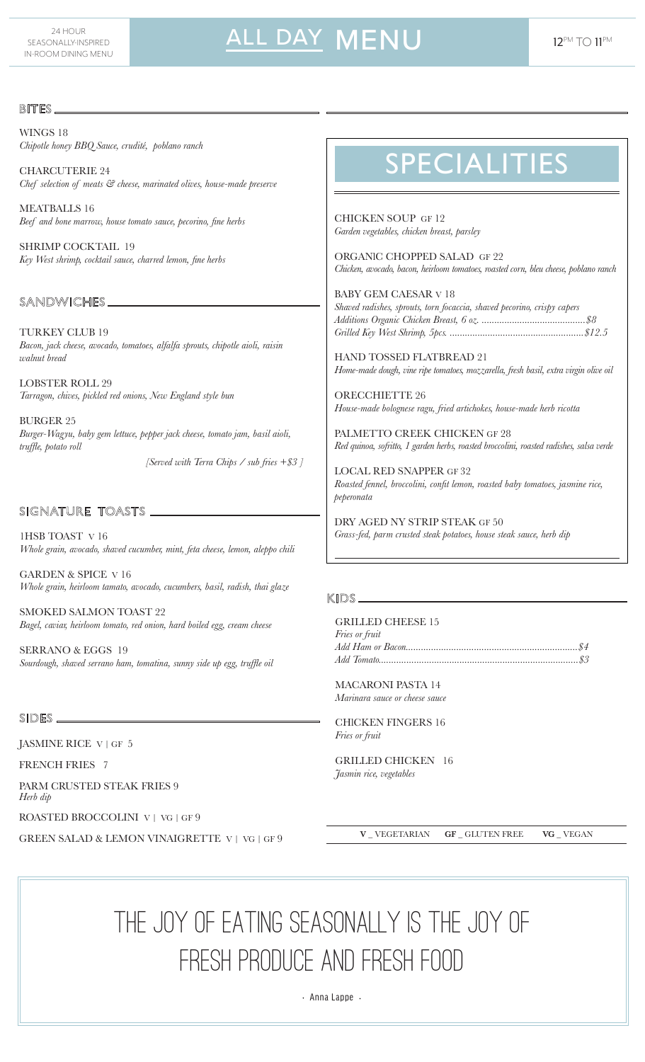24 HOUR SEASONALLY-INSPIRED IN-ROOM DINING MENU

# ALL DAY MENU

12PM TO 11PM

## BITES

WINGS 18
*Chipotle honey BBQ Sauce, crudité, poblano ranch*

CHARCUTERIE 24
*Chef selection of meats & cheese, marinated olives, house-made preserve*

MEATBALLS 16
*Beef and bone marrow, house tomato sauce, pecorino, fine herbs*

SHRIMP COCKTAIL 19
*Key West shrimp, cocktail sauce, charred lemon, fine herbs*

## SANDWICHES

TURKEY CLUB 19
*Bacon, jack cheese, avocado, tomatoes, alfalfa sprouts, chipotle aioli, raisin walnut bread*

LOBSTER ROLL 29
*Tarragon, chives, pickled red onions, New England style bun*

BURGER 25
*Burger-Wagyu, baby gem lettuce, pepper jack cheese, tomato jam, basil aioli, truffle, potato roll*

*[Served with Terra Chips / sub fries +$3 ]*

## SIGNATURE TOASTS

1HSB TOAST V 16
*Whole grain, avocado, shaved cucumber, mint, feta cheese, lemon, aleppo chili*

GARDEN & SPICE V 16
*Whole grain, heirloom tamato, avocado, cucumbers, basil, radish, thai glaze*

SMOKED SALMON TOAST 22
*Bagel, caviar, heirloom tomato, red onion, hard boiled egg, cream cheese*

SERRANO & EGGS 19
*Sourdough, shaved serrano ham, tomatina, sunny side up egg, truffle oil*

## SIDES

JASMINE RICE V | GF 5

FRENCH FRIES 7

PARM CRUSTED STEAK FRIES 9
*Herb dip*

ROASTED BROCCOLINI V | VG | GF 9

GREEN SALAD & LEMON VINAIGRETTE V | VG | GF 9

## SPECIALITIES

CHICKEN SOUP GF 12
*Garden vegetables, chicken breast, parsley*

ORGANIC CHOPPED SALAD GF 22
*Chicken, avocado, bacon, heirloom tomatoes, roasted corn, bleu cheese, poblano ranch*

BABY GEM CAESAR V 18
*Shaved radishes, sprouts, torn focaccia, shaved pecorino, crispy capers*
*Additions Organic Chicken Breast, 6 oz. ........................................$8*
*Grilled Key West Shrimp, 5pcs. ....................................................$12.5*

HAND TOSSED FLATBREAD 21
*Home-made dough, vine ripe tomatoes, mozzarella, fresh basil, extra virgin olive oil*

ORECCHIETTE 26
*House-made bolognese ragu, fried artichokes, house-made herb ricotta*

PALMETTO CREEK CHICKEN GF 28
*Red quinoa, sofritto, 1 garden herbs, roasted broccolini, roasted radishes, salsa verde*

LOCAL RED SNAPPER GF 32
*Roasted fennel, broccolini, confit lemon, roasted baby tomatoes, jasmine rice, peperonata*

DRY AGED NY STRIP STEAK GF 50
*Grass-fed, parm crusted steak potatoes, house steak sauce, herb dip*

## KIDS

GRILLED CHEESE 15
*Fries or fruit*
*Add Ham or Bacon...................................................................$4*
*Add Tomato..............................................................................$3*

MACARONI PASTA 14
*Marinara sauce or cheese sauce*

CHICKEN FINGERS 16
*Fries or fruit*

GRILLED CHICKEN 16
*Jasmin rice, vegetables*

**V** _ VEGETARIAN **GF** _ GLUTEN FREE **VG** _ VEGAN

THE JOY OF EATING SEASONALLY IS THE JOY OF FRESH PRODUCE AND FRESH FOOD

· Anna Lappe ·